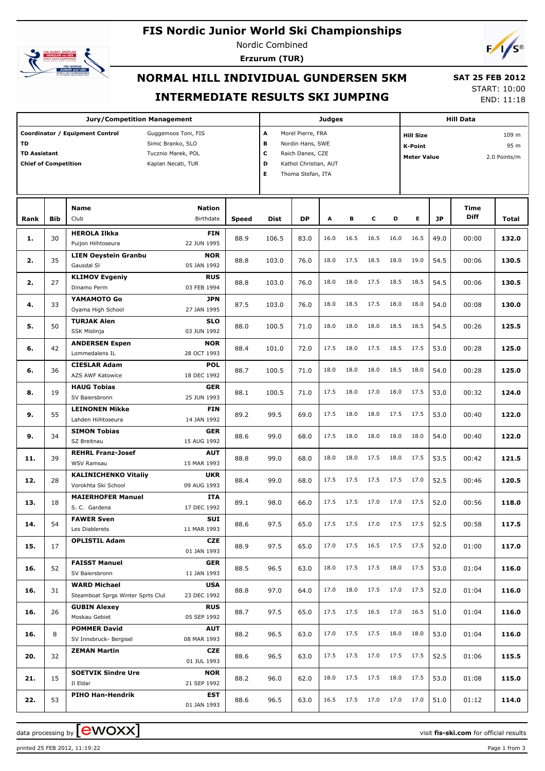# FIS Nordic Junior World Ski Championships

Nordic Combined

**Erzurum (TUR)**

## NORMAL HILL INDIVIDUAL GUNDERSEN 5KM

## INTERMEDIATE RESULTS SKI JUMPING

**SAT 25 FEB 2012**

START: 10:00

END: 11:18

| Jury/Competition Management | | Judges | | Hill Data | |
|---|---|---|---|---|---|
| Coordinator / Equipment Control | Guggemoos Toni, FIS | A | Morel Pierre, FRA | Hill Size | 109 m |
| TD | Simic Branko, SLO | B | Nordin Hans, SWE | K-Point | 95 m |
| TD Assistant | Tucznio Marek, POL | C | Raich Danes, CZE | Meter Value | 2.0 Points/m |
| Chief of Competition | Kaplan Necati, TUR | D | Kathol Christian, AUT | | |
| | | E | Thoma Stefan, ITA | | |

| Rank | Bib | Name / Club | Nation / Birthdate | Speed | Dist | DP | A | B | C | D | E | JP | Time Diff | Total |
|---|---|---|---|---|---|---|---|---|---|---|---|---|---|---|
| 1. | 30 | **HEROLA Ilkka** Puijon Hiihtoseura | **FIN** 22 JUN 1995 | 88.9 | 106.5 | 83.0 | 16.0 | 16.5 | 16.5 | 16.0 | 16.5 | 49.0 | 00:00 | **132.0** |
| 2. | 35 | **LIEN Oeystein Granbu** Gausdal Sl | **NOR** 05 JAN 1992 | 88.8 | 103.0 | 76.0 | 18.0 | 17.5 | 18.5 | 18.0 | 19.0 | 54.5 | 00:06 | **130.5** |
| 2. | 27 | **KLIMOV Evgeniy** Dinamo Perm | **RUS** 03 FEB 1994 | 88.8 | 103.0 | 76.0 | 18.0 | 18.0 | 17.5 | 18.5 | 18.5 | 54.5 | 00:06 | **130.5** |
| 4. | 33 | **YAMAMOTO Go** Oyama High School | **JPN** 27 JAN 1995 | 87.5 | 103.0 | 76.0 | 18.0 | 18.5 | 17.5 | 18.0 | 18.0 | 54.0 | 00:08 | **130.0** |
| 5. | 50 | **TURJAK Alen** SSK Mislinja | **SLO** 03 JUN 1992 | 88.0 | 100.5 | 71.0 | 18.0 | 18.0 | 18.0 | 18.5 | 18.5 | 54.5 | 00:26 | **125.5** |
| 6. | 42 | **ANDERSEN Espen** Lommedalens IL | **NOR** 28 OCT 1993 | 88.4 | 101.0 | 72.0 | 17.5 | 18.0 | 17.5 | 18.5 | 17.5 | 53.0 | 00:28 | **125.0** |
| 6. | 36 | **CIESLAR Adam** AZS AWF Katowice | **POL** 18 DEC 1992 | 88.7 | 100.5 | 71.0 | 18.0 | 18.0 | 18.0 | 18.5 | 18.0 | 54.0 | 00:28 | **125.0** |
| 8. | 19 | **HAUG Tobias** SV Baiersbronn | **GER** 25 JUN 1993 | 88.1 | 100.5 | 71.0 | 17.5 | 18.0 | 17.0 | 18.0 | 17.5 | 53.0 | 00:32 | **124.0** |
| 9. | 55 | **LEINONEN Mikke** Lahden Hiihtoseura | **FIN** 14 JAN 1992 | 89.2 | 99.5 | 69.0 | 17.5 | 18.0 | 18.0 | 17.5 | 17.5 | 53.0 | 00:40 | **122.0** |
| 9. | 34 | **SIMON Tobias** SZ Breitnau | **GER** 15 AUG 1992 | 88.6 | 99.0 | 68.0 | 17.5 | 18.0 | 18.0 | 18.0 | 18.0 | 54.0 | 00:40 | **122.0** |
| 11. | 39 | **REHRL Franz-Josef** WSV Ramsau | **AUT** 15 MAR 1993 | 88.8 | 99.0 | 68.0 | 18.0 | 18.0 | 17.5 | 18.0 | 17.5 | 53.5 | 00:42 | **121.5** |
| 12. | 28 | **KALINICHENKO Vitaliy** Vorokhta Ski School | **UKR** 09 AUG 1993 | 88.4 | 99.0 | 68.0 | 17.5 | 17.5 | 17.5 | 17.5 | 17.0 | 52.5 | 00:46 | **120.5** |
| 13. | 18 | **MAIERHOFER Manuel** S. C. Gardena | **ITA** 17 DEC 1992 | 89.1 | 98.0 | 66.0 | 17.5 | 17.5 | 17.0 | 17.0 | 17.5 | 52.0 | 00:56 | **118.0** |
| 14. | 54 | **FAWER Sven** Les Diablerets | **SUI** 11 MAR 1993 | 88.6 | 97.5 | 65.0 | 17.5 | 17.5 | 17.0 | 17.5 | 17.5 | 52.5 | 00:58 | **117.5** |
| 15. | 17 | **OPLISTIL Adam** | **CZE** 01 JAN 1993 | 88.9 | 97.5 | 65.0 | 17.0 | 17.5 | 16.5 | 17.5 | 17.5 | 52.0 | 01:00 | **117.0** |
| 16. | 52 | **FAISST Manuel** SV Baiersbronn | **GER** 11 JAN 1993 | 88.5 | 96.5 | 63.0 | 18.0 | 17.5 | 17.5 | 18.0 | 17.5 | 53.0 | 01:04 | **116.0** |
| 16. | 31 | **WARD Michael** Steamboat Sprgs Winter Sprts Clut | **USA** 23 DEC 1992 | 88.8 | 97.0 | 64.0 | 17.0 | 18.0 | 17.5 | 17.0 | 17.5 | 52.0 | 01:04 | **116.0** |
| 16. | 26 | **GUBIN Alexey** Moskau Gebiet | **RUS** 05 SEP 1992 | 88.7 | 97.5 | 65.0 | 17.5 | 17.5 | 16.5 | 17.0 | 16.5 | 51.0 | 01:04 | **116.0** |
| 16. | 8 | **POMMER David** SV Innsbruck- Bergisel | **AUT** 08 MAR 1993 | 88.2 | 96.5 | 63.0 | 17.0 | 17.5 | 17.5 | 18.0 | 18.0 | 53.0 | 01:04 | **116.0** |
| 20. | 32 | **ZEMAN Martin** | **CZE** 01 JUL 1993 | 88.6 | 96.5 | 63.0 | 17.5 | 17.5 | 17.0 | 17.5 | 17.5 | 52.5 | 01:06 | **115.5** |
| 21. | 15 | **SOETVIK Sindre Ure** Il Eldar | **NOR** 21 SEP 1992 | 88.2 | 96.0 | 62.0 | 18.0 | 17.5 | 17.5 | 18.0 | 17.5 | 53.0 | 01:08 | **115.0** |
| 22. | 53 | **PIHO Han-Hendrik** | **EST** 01 JAN 1993 | 88.6 | 96.5 | 63.0 | 16.5 | 17.5 | 17.0 | 17.0 | 17.0 | 51.0 | 01:12 | **114.0** |

data processing by ewoxx — visit fis-ski.com for official results

printed 25 FEB 2012, 11:19:22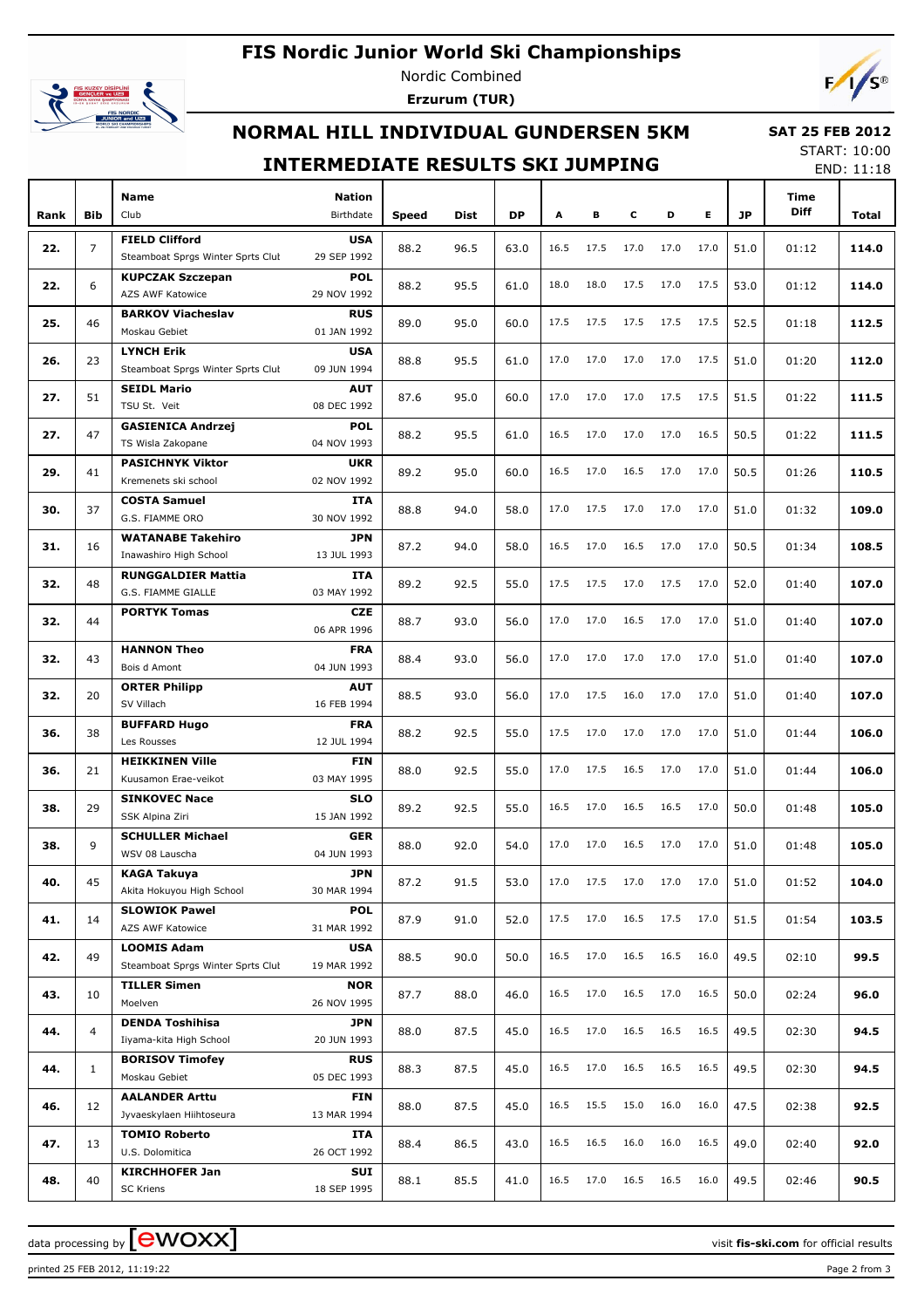# FIS Nordic Junior World Ski Championships

Nordic Combined

**Erzurum (TUR)**

## NORMAL HILL INDIVIDUAL GUNDERSEN 5KM

## INTERMEDIATE RESULTS SKI JUMPING

**SAT 25 FEB 2012**

START: 10:00

END: 11:18

| Rank | Bib | Name / Club | Nation / Birthdate | Speed | Dist | DP | A | B | C | D | E | JP | Time Diff | Total |
|---|---|---|---|---|---|---|---|---|---|---|---|---|---|---|
| 22. | 7 | **FIELD Clifford** Steamboat Sprgs Winter Sprts Clut | **USA** 29 SEP 1992 | 88.2 | 96.5 | 63.0 | 16.5 | 17.5 | 17.0 | 17.0 | 17.0 | 51.0 | 01:12 | **114.0** |
| 22. | 6 | **KUPCZAK Szczepan** AZS AWF Katowice | **POL** 29 NOV 1992 | 88.2 | 95.5 | 61.0 | 18.0 | 18.0 | 17.5 | 17.0 | 17.5 | 53.0 | 01:12 | **114.0** |
| 25. | 46 | **BARKOV Viacheslav** Moskau Gebiet | **RUS** 01 JAN 1992 | 89.0 | 95.0 | 60.0 | 17.5 | 17.5 | 17.5 | 17.5 | 17.5 | 52.5 | 01:18 | **112.5** |
| 26. | 23 | **LYNCH Erik** Steamboat Sprgs Winter Sprts Clut | **USA** 09 JUN 1994 | 88.8 | 95.5 | 61.0 | 17.0 | 17.0 | 17.0 | 17.0 | 17.5 | 51.0 | 01:20 | **112.0** |
| 27. | 51 | **SEIDL Mario** TSU St. Veit | **AUT** 08 DEC 1992 | 87.6 | 95.0 | 60.0 | 17.0 | 17.0 | 17.0 | 17.5 | 17.5 | 51.5 | 01:22 | **111.5** |
| 27. | 47 | **GASIENICA Andrzej** TS Wisla Zakopane | **POL** 04 NOV 1993 | 88.2 | 95.5 | 61.0 | 16.5 | 17.0 | 17.0 | 17.0 | 16.5 | 50.5 | 01:22 | **111.5** |
| 29. | 41 | **PASICHNYK Viktor** Kremenets ski school | **UKR** 02 NOV 1992 | 89.2 | 95.0 | 60.0 | 16.5 | 17.0 | 16.5 | 17.0 | 17.0 | 50.5 | 01:26 | **110.5** |
| 30. | 37 | **COSTA Samuel** G.S. FIAMME ORO | **ITA** 30 NOV 1992 | 88.8 | 94.0 | 58.0 | 17.0 | 17.5 | 17.0 | 17.0 | 17.0 | 51.0 | 01:32 | **109.0** |
| 31. | 16 | **WATANABE Takehiro** Inawashiro High School | **JPN** 13 JUL 1993 | 87.2 | 94.0 | 58.0 | 16.5 | 17.0 | 16.5 | 17.0 | 17.0 | 50.5 | 01:34 | **108.5** |
| 32. | 48 | **RUNGGALDIER Mattia** G.S. FIAMME GIALLE | **ITA** 03 MAY 1992 | 89.2 | 92.5 | 55.0 | 17.5 | 17.5 | 17.0 | 17.5 | 17.0 | 52.0 | 01:40 | **107.0** |
| 32. | 44 | **PORTYK Tomas** | **CZE** 06 APR 1996 | 88.7 | 93.0 | 56.0 | 17.0 | 17.0 | 16.5 | 17.0 | 17.0 | 51.0 | 01:40 | **107.0** |
| 32. | 43 | **HANNON Theo** Bois d Amont | **FRA** 04 JUN 1993 | 88.4 | 93.0 | 56.0 | 17.0 | 17.0 | 17.0 | 17.0 | 17.0 | 51.0 | 01:40 | **107.0** |
| 32. | 20 | **ORTER Philipp** SV Villach | **AUT** 16 FEB 1994 | 88.5 | 93.0 | 56.0 | 17.0 | 17.5 | 16.0 | 17.0 | 17.0 | 51.0 | 01:40 | **107.0** |
| 36. | 38 | **BUFFARD Hugo** Les Rousses | **FRA** 12 JUL 1994 | 88.2 | 92.5 | 55.0 | 17.5 | 17.0 | 17.0 | 17.0 | 17.0 | 51.0 | 01:44 | **106.0** |
| 36. | 21 | **HEIKKINEN Ville** Kuusamon Erae-veikot | **FIN** 03 MAY 1995 | 88.0 | 92.5 | 55.0 | 17.0 | 17.5 | 16.5 | 17.0 | 17.0 | 51.0 | 01:44 | **106.0** |
| 38. | 29 | **SINKOVEC Nace** SSK Alpina Ziri | **SLO** 15 JAN 1992 | 89.2 | 92.5 | 55.0 | 16.5 | 17.0 | 16.5 | 16.5 | 17.0 | 50.0 | 01:48 | **105.0** |
| 38. | 9 | **SCHULLER Michael** WSV 08 Lauscha | **GER** 04 JUN 1993 | 88.0 | 92.0 | 54.0 | 17.0 | 17.0 | 16.5 | 17.0 | 17.0 | 51.0 | 01:48 | **105.0** |
| 40. | 45 | **KAGA Takuya** Akita Hokuyou High School | **JPN** 30 MAR 1994 | 87.2 | 91.5 | 53.0 | 17.0 | 17.5 | 17.0 | 17.0 | 17.0 | 51.0 | 01:52 | **104.0** |
| 41. | 14 | **SLOWIOK Pawel** AZS AWF Katowice | **POL** 31 MAR 1992 | 87.9 | 91.0 | 52.0 | 17.5 | 17.0 | 16.5 | 17.5 | 17.0 | 51.5 | 01:54 | **103.5** |
| 42. | 49 | **LOOMIS Adam** Steamboat Sprgs Winter Sprts Clut | **USA** 19 MAR 1992 | 88.5 | 90.0 | 50.0 | 16.5 | 17.0 | 16.5 | 16.5 | 16.0 | 49.5 | 02:10 | **99.5** |
| 43. | 10 | **TILLER Simen** Moelven | **NOR** 26 NOV 1995 | 87.7 | 88.0 | 46.0 | 16.5 | 17.0 | 16.5 | 17.0 | 16.5 | 50.0 | 02:24 | **96.0** |
| 44. | 4 | **DENDA Toshihisa** Iiyama-kita High School | **JPN** 20 JUN 1993 | 88.0 | 87.5 | 45.0 | 16.5 | 17.0 | 16.5 | 16.5 | 16.5 | 49.5 | 02:30 | **94.5** |
| 44. | 1 | **BORISOV Timofey** Moskau Gebiet | **RUS** 05 DEC 1993 | 88.3 | 87.5 | 45.0 | 16.5 | 17.0 | 16.5 | 16.5 | 16.5 | 49.5 | 02:30 | **94.5** |
| 46. | 12 | **AALANDER Arttu** Jyvaeskylaen Hiihtoseura | **FIN** 13 MAR 1994 | 88.0 | 87.5 | 45.0 | 16.5 | 15.5 | 15.0 | 16.0 | 16.0 | 47.5 | 02:38 | **92.5** |
| 47. | 13 | **TOMIO Roberto** U.S. Dolomitica | **ITA** 26 OCT 1992 | 88.4 | 86.5 | 43.0 | 16.5 | 16.5 | 16.0 | 16.0 | 16.5 | 49.0 | 02:40 | **92.0** |
| 48. | 40 | **KIRCHHOFER Jan** SC Kriens | **SUI** 18 SEP 1995 | 88.1 | 85.5 | 41.0 | 16.5 | 17.0 | 16.5 | 16.5 | 16.0 | 49.5 | 02:46 | **90.5** |

data processing by EWOXX — visit **fis-ski.com** for official results

printed 25 FEB 2012, 11:19:22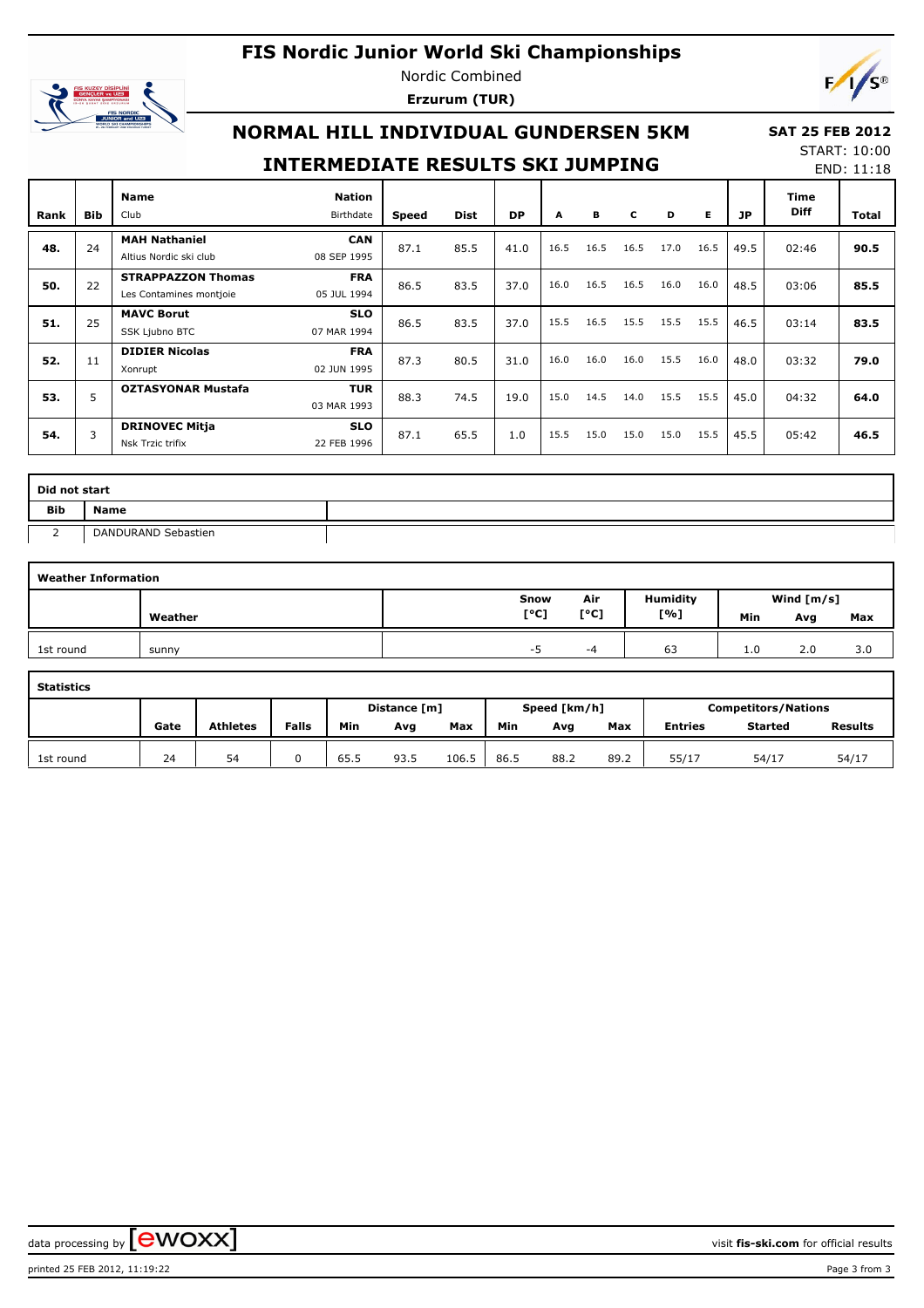# FIS Nordic Junior World Ski Championships

Nordic Combined

**Erzurum (TUR)**

## NORMAL HILL INDIVIDUAL GUNDERSEN 5KM

## INTERMEDIATE RESULTS SKI JUMPING

**SAT 25 FEB 2012**

START: 10:00

END: 11:18

| Rank | Bib | Name / Club | Nation / Birthdate | Speed | Dist | DP | A | B | C | D | E | JP | Time Diff | Total |
|---|---|---|---|---|---|---|---|---|---|---|---|---|---|---|
| **48.** | 24 | **MAH Nathaniel** Altius Nordic ski club | **CAN** 08 SEP 1995 | 87.1 | 85.5 | 41.0 | 16.5 | 16.5 | 16.5 | 17.0 | 16.5 | 49.5 | 02:46 | **90.5** |
| **50.** | 22 | **STRAPPAZZON Thomas** Les Contamines montjoie | **FRA** 05 JUL 1994 | 86.5 | 83.5 | 37.0 | 16.0 | 16.5 | 16.5 | 16.0 | 16.0 | 48.5 | 03:06 | **85.5** |
| **51.** | 25 | **MAVC Borut** SSK Ljubno BTC | **SLO** 07 MAR 1994 | 86.5 | 83.5 | 37.0 | 15.5 | 16.5 | 15.5 | 15.5 | 15.5 | 46.5 | 03:14 | **83.5** |
| **52.** | 11 | **DIDIER Nicolas** Xonrupt | **FRA** 02 JUN 1995 | 87.3 | 80.5 | 31.0 | 16.0 | 16.0 | 16.0 | 15.5 | 16.0 | 48.0 | 03:32 | **79.0** |
| **53.** | 5 | **OZTASYONAR Mustafa** | **TUR** 03 MAR 1993 | 88.3 | 74.5 | 19.0 | 15.0 | 14.5 | 14.0 | 15.5 | 15.5 | 45.0 | 04:32 | **64.0** |
| **54.** | 3 | **DRINOVEC Mitja** Nsk Trzic trifix | **SLO** 22 FEB 1996 | 87.1 | 65.5 | 1.0 | 15.5 | 15.0 | 15.0 | 15.0 | 15.5 | 45.5 | 05:42 | **46.5** |

**Did not start**

| Bib | Name |
|---|---|
| 2 | DANDURAND Sebastien |

**Weather Information**

| | Weather | Snow [°C] | Air [°C] | Humidity [%] | Wind [m/s] Min | Avg | Max |
|---|---|---|---|---|---|---|---|
| 1st round | sunny | -5 | -4 | 63 | 1.0 | 2.0 | 3.0 |

**Statistics**

| | Gate | Athletes | Falls | Distance [m] Min | Avg | Max | Speed [km/h] Min | Avg | Max | Competitors/Nations Entries | Started | Results |
|---|---|---|---|---|---|---|---|---|---|---|---|---|
| 1st round | 24 | 54 | 0 | 65.5 | 93.5 | 106.5 | 86.5 | 88.2 | 89.2 | 55/17 | 54/17 | 54/17 |

data processing by ewoxx — visit **fis-ski.com** for official results

printed 25 FEB 2012, 11:19:22